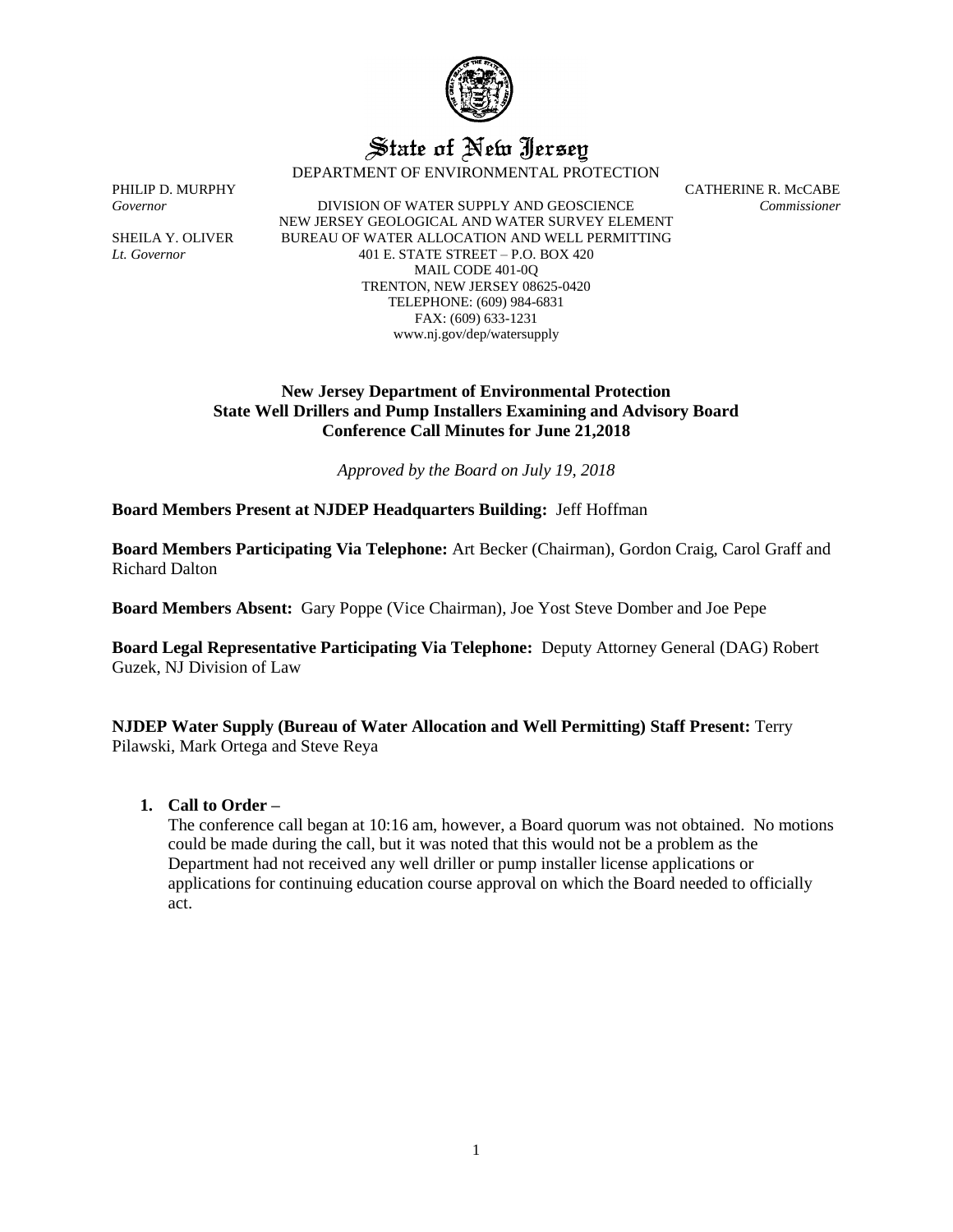# State of New Jersey

DEPARTMENT OF ENVIRONMENTAL PROTECTION

PHILIP D. MURPHY
*Governor*

SHEILA Y. OLIVER
*Lt. Governor*

DIVISION OF WATER SUPPLY AND GEOSCIENCE
NEW JERSEY GEOLOGICAL AND WATER SURVEY ELEMENT
BUREAU OF WATER ALLOCATION AND WELL PERMITTING
401 E. STATE STREET – P.O. BOX 420
MAIL CODE 401-0Q
TRENTON, NEW JERSEY 08625-0420
TELEPHONE: (609) 984-6831
FAX: (609) 633-1231
www.nj.gov/dep/watersupply

CATHERINE R. McCABE
*Commissioner*

**New Jersey Department of Environmental Protection**
**State Well Drillers and Pump Installers Examining and Advisory Board**
**Conference Call Minutes for June 21,2018**

*Approved by the Board on July 19, 2018*

**Board Members Present at NJDEP Headquarters Building:** Jeff Hoffman

**Board Members Participating Via Telephone:** Art Becker (Chairman), Gordon Craig, Carol Graff and Richard Dalton

**Board Members Absent:** Gary Poppe (Vice Chairman), Joe Yost Steve Domber and Joe Pepe

**Board Legal Representative Participating Via Telephone:** Deputy Attorney General (DAG) Robert Guzek, NJ Division of Law

**NJDEP Water Supply (Bureau of Water Allocation and Well Permitting) Staff Present:** Terry Pilawski, Mark Ortega and Steve Reya

1. **Call to Order –**
   The conference call began at 10:16 am, however, a Board quorum was not obtained. No motions could be made during the call, but it was noted that this would not be a problem as the Department had not received any well driller or pump installer license applications or applications for continuing education course approval on which the Board needed to officially act.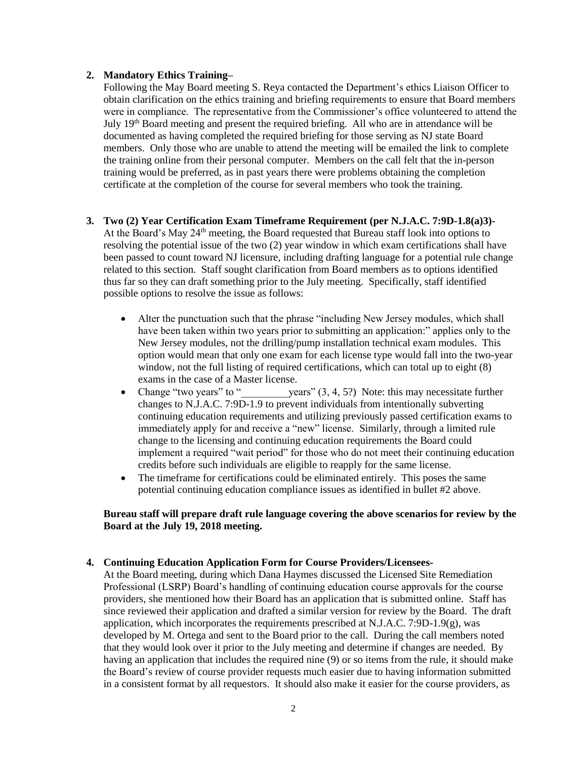2. **Mandatory Ethics Training–**
   Following the May Board meeting S. Reya contacted the Department's ethics Liaison Officer to obtain clarification on the ethics training and briefing requirements to ensure that Board members were in compliance. The representative from the Commissioner's office volunteered to attend the July 19th Board meeting and present the required briefing. All who are in attendance will be documented as having completed the required briefing for those serving as NJ state Board members. Only those who are unable to attend the meeting will be emailed the link to complete the training online from their personal computer. Members on the call felt that the in-person training would be preferred, as in past years there were problems obtaining the completion certificate at the completion of the course for several members who took the training.

3. **Two (2) Year Certification Exam Timeframe Requirement (per N.J.A.C. 7:9D-1.8(a)3)-**
   At the Board's May 24th meeting, the Board requested that Bureau staff look into options to resolving the potential issue of the two (2) year window in which exam certifications shall have been passed to count toward NJ licensure, including drafting language for a potential rule change related to this section. Staff sought clarification from Board members as to options identified thus far so they can draft something prior to the July meeting. Specifically, staff identified possible options to resolve the issue as follows:

   - Alter the punctuation such that the phrase "including New Jersey modules, which shall have been taken within two years prior to submitting an application:" applies only to the New Jersey modules, not the drilling/pump installation technical exam modules. This option would mean that only one exam for each license type would fall into the two-year window, not the full listing of required certifications, which can total up to eight (8) exams in the case of a Master license.
   - Change "two years" to "_________years" (3, 4, 5?) Note: this may necessitate further changes to N.J.A.C. 7:9D-1.9 to prevent individuals from intentionally subverting continuing education requirements and utilizing previously passed certification exams to immediately apply for and receive a "new" license. Similarly, through a limited rule change to the licensing and continuing education requirements the Board could implement a required "wait period" for those who do not meet their continuing education credits before such individuals are eligible to reapply for the same license.
   - The timeframe for certifications could be eliminated entirely. This poses the same potential continuing education compliance issues as identified in bullet #2 above.

   **Bureau staff will prepare draft rule language covering the above scenarios for review by the Board at the July 19, 2018 meeting.**

4. **Continuing Education Application Form for Course Providers/Licensees-**
   At the Board meeting, during which Dana Haymes discussed the Licensed Site Remediation Professional (LSRP) Board's handling of continuing education course approvals for the course providers, she mentioned how their Board has an application that is submitted online. Staff has since reviewed their application and drafted a similar version for review by the Board. The draft application, which incorporates the requirements prescribed at N.J.A.C. 7:9D-1.9(g), was developed by M. Ortega and sent to the Board prior to the call. During the call members noted that they would look over it prior to the July meeting and determine if changes are needed. By having an application that includes the required nine (9) or so items from the rule, it should make the Board's review of course provider requests much easier due to having information submitted in a consistent format by all requestors. It should also make it easier for the course providers, as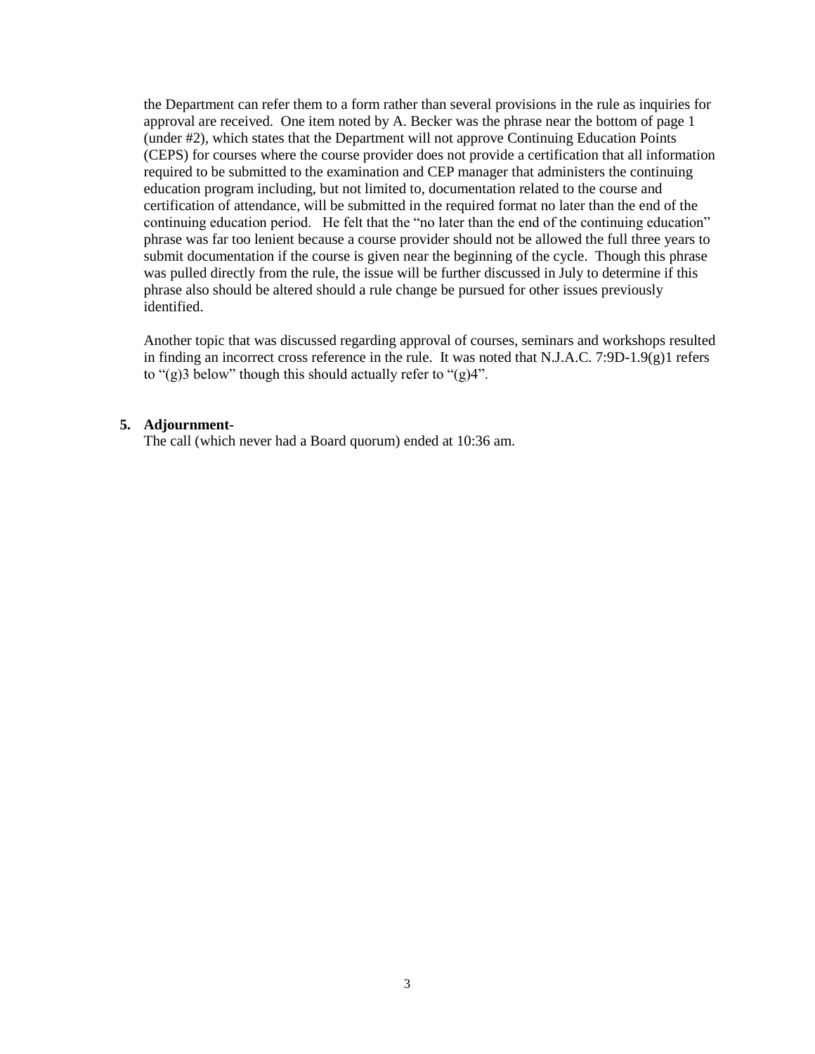the Department can refer them to a form rather than several provisions in the rule as inquiries for approval are received. One item noted by A. Becker was the phrase near the bottom of page 1 (under #2), which states that the Department will not approve Continuing Education Points (CEPS) for courses where the course provider does not provide a certification that all information required to be submitted to the examination and CEP manager that administers the continuing education program including, but not limited to, documentation related to the course and certification of attendance, will be submitted in the required format no later than the end of the continuing education period. He felt that the "no later than the end of the continuing education" phrase was far too lenient because a course provider should not be allowed the full three years to submit documentation if the course is given near the beginning of the cycle. Though this phrase was pulled directly from the rule, the issue will be further discussed in July to determine if this phrase also should be altered should a rule change be pursued for other issues previously identified.

Another topic that was discussed regarding approval of courses, seminars and workshops resulted in finding an incorrect cross reference in the rule. It was noted that N.J.A.C. 7:9D-1.9(g)1 refers to "(g)3 below" though this should actually refer to "(g)4".

**5. Adjournment-**

The call (which never had a Board quorum) ended at 10:36 am.